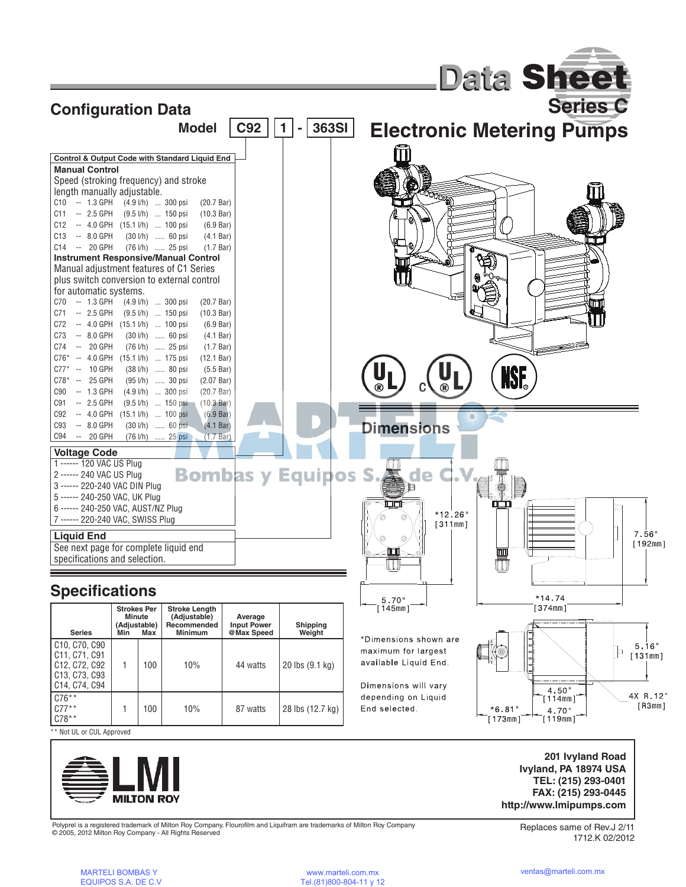# Data Sheet

## Series C

# Electronic Metering Pumps

## Configuration Data

**Model** C92 | 1 - 363SI

### Control & Output Code with Standard Liquid End

**Manual Control**

Speed (stroking frequency) and stroke length manually adjustable.

| | | | | |
|---|---|---|---|---|
| C10 | 1.3 GPH | (4.9 l/h) | 300 psi | (20.7 Bar) |
| C11 | 2.5 GPH | (9.5 l/h) | 150 psi | (10.3 Bar) |
| C12 | 4.0 GPH | (15.1 l/h) | 100 psi | (6.9 Bar) |
| C13 | 8.0 GPH | (30 l/h) | 60 psi | (4.1 Bar) |
| C14 | 20 GPH | (76 l/h) | 25 psi | (1.7 Bar) |

**Instrument Responsive/Manual Control**

Manual adjustment features of C1 Series plus switch conversion to external control for automatic systems.

| | | | | |
|---|---|---|---|---|
| C70 | 1.3 GPH | (4.9 l/h) | 300 psi | (20.7 Bar) |
| C71 | 2.5 GPH | (9.5 l/h) | 150 psi | (10.3 Bar) |
| C72 | 4.0 GPH | (15.1 l/h) | 100 psi | (6.9 Bar) |
| C73 | 8.0 GPH | (30 l/h) | 60 psi | (4.1 Bar) |
| C74 | 20 GPH | (76 l/h) | 25 psi | (1.7 Bar) |
| C76* | 4.0 GPH | (15.1 l/h) | 175 psi | (12.1 Bar) |
| C77* | 10 GPH | (38 l/h) | 80 psi | (5.5 Bar) |
| C78* | 25 GPH | (95 l/h) | 30 psi | (2.07 Bar) |
| C90 | 1.3 GPH | (4.9 l/h) | 300 psi | (20.7 Bar) |
| C91 | 2.5 GPH | (9.5 l/h) | 150 psi | (10.3 Bar) |
| C92 | 4.0 GPH | (15.1 l/h) | 100 psi | (6.9 Bar) |
| C93 | 8.0 GPH | (30 l/h) | 60 psi | (4.1 Bar) |
| C94 | 20 GPH | (76 l/h) | 25 psi | (1.7 Bar) |

### Voltage Code

- 1 ------ 120 VAC US Plug
- 2 ------ 240 VAC US Plug
- 3 ------ 220-240 VAC DIN Plug
- 5 ------ 240-250 VAC, UK Plug
- 6 ------ 240-250 VAC, AUST/NZ Plug
- 7 ------ 220-240 VAC, SWISS Plug

### Liquid End

See next page for complete liquid end specifications and selection.

## Dimensions

*12.26" [311mm]; 7.56" [192mm]; 5.70" [145mm]; *14.74 [374mm]; 5.16" [131mm]; 4.50" [114mm]; 4.70" [119mm]; *6.81" [173mm]; 4X R.12" [R3mm]

*Dimensions shown are maximum for largest available Liquid End.

Dimensions will vary depending on Liquid End selected.

## Specifications

| Series | Strokes Per Minute (Adjustable) Min | Max | Stroke Length (Adjustable) Recommended Minimum | Average Input Power @Max Speed | Shipping Weight |
|---|---|---|---|---|---|
| C10, C70, C90 C11, C71, C91 C12, C72, C92 C13, C73, C93 C14, C74, C94 | 1 | 100 | 10% | 44 watts | 20 lbs (9.1 kg) |
| C76** C77** C78** | 1 | 100 | 10% | 87 watts | 28 lbs (12.7 kg) |

** Not UL or CUL Approved

**LMI MILTON ROY**

**201 Ivyland Road**
**Ivyland, PA 18974 USA**
**TEL: (215) 293-0401**
**FAX: (215) 293-0445**
**http://www.lmipumps.com**

Polyprel is a registered trademark of Milton Roy Company. Flourofilm and Liquifram are trademarks of Milton Roy Company
© 2005, 2012 Milton Roy Company - All Rights Reserved

Replaces same of Rev.J 2/11
1712.K 02/2012

MARTELI BOMBAS Y EQUIPOS S.A. DE C.V — www.marteli.com.mx — Tel.(81)800-804-11 y 12 — ventas@marteli.com.mx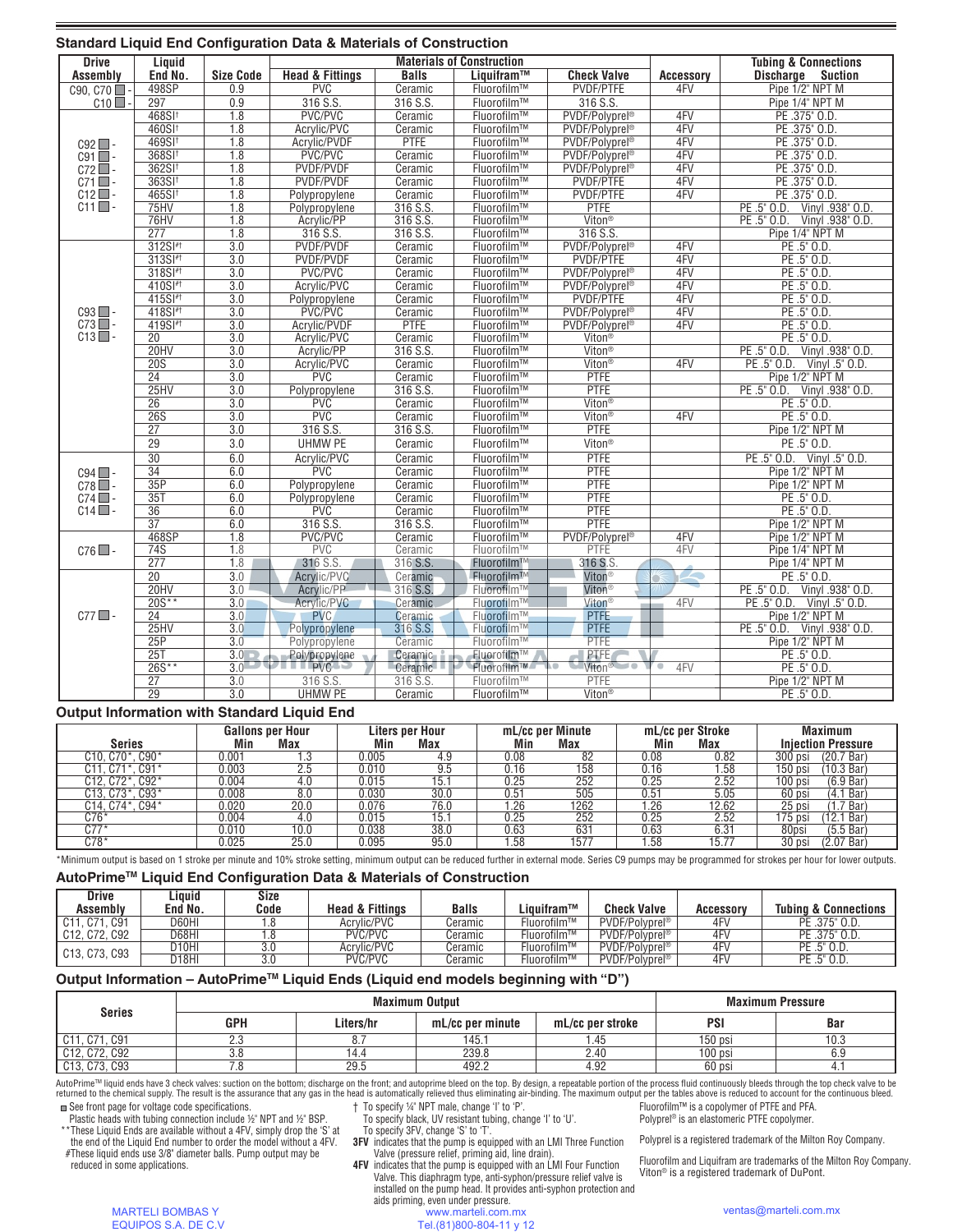## Standard Liquid End Configuration Data & Materials of Construction

| Drive Assembly | Liquid End No. | Size Code | Materials of Construction: Head & Fittings | Balls | Liquifram™ | Check Valve | Accessory | Tubing & Connections: Discharge Suction |
|---|---|---|---|---|---|---|---|---|
| C90, C70 ■ - | 498SP | 0.9 | PVC | Ceramic | Fluorofilm™ | PVDF/PTFE | 4FV | Pipe 1/2" NPT M |
| C10 ■ - | 297 | 0.9 | 316 S.S. | 316 S.S. | Fluorofilm™ | 316 S.S. | | Pipe 1/4" NPT M |
| C92 ■ - C91 ■ - C72 ■ - C71 ■ - C12 ■ - C11 ■ - | 468SI† | 1.8 | PVC/PVC | Ceramic | Fluorofilm™ | PVDF/Polyprel® | 4FV | PE .375" O.D. |
| | 460SI† | 1.8 | Acrylic/PVC | Ceramic | Fluorofilm™ | PVDF/Polyprel® | 4FV | PE .375" O.D. |
| | 469SI† | 1.8 | Acrylic/PVDF | PTFE | Fluorofilm™ | PVDF/Polyprel® | 4FV | PE .375" O.D. |
| | 368SI† | 1.8 | PVC/PVC | Ceramic | Fluorofilm™ | PVDF/Polyprel® | 4FV | PE .375" O.D. |
| | 362SI† | 1.8 | PVDF/PVDF | Ceramic | Fluorofilm™ | PVDF/Polyprel® | 4FV | PE .375" O.D. |
| | 363SI† | 1.8 | PVDF/PVDF | Ceramic | Fluorofilm™ | PVDF/PTFE | 4FV | PE .375" O.D. |
| | 465SI† | 1.8 | Polypropylene | Ceramic | Fluorofilm™ | PVDF/PTFE | 4FV | PE .375" O.D. |
| | 75HV | 1.8 | Polypropylene | 316 S.S. | Fluorofilm™ | PTFE | | PE .5" O.D. Vinyl .938" O.D. |
| | 76HV | 1.8 | Acrylic/PP | 316 S.S. | Fluorofilm™ | Viton® | | PE .5" O.D. Vinyl .938" O.D. |
| | 277 | 1.8 | 316 S.S. | 316 S.S. | Fluorofilm™ | 316 S.S. | | Pipe 1/4" NPT M |
| C93 ■ - C73 ■ - C13 ■ - | 312SI#† | 3.0 | PVDF/PVDF | Ceramic | Fluorofilm™ | PVDF/Polyprel® | 4FV | PE .5" O.D. |
| | 313SI#† | 3.0 | PVDF/PVDF | Ceramic | Fluorofilm™ | PVDF/PTFE | 4FV | PE .5" O.D. |
| | 318SI#† | 3.0 | PVC/PVC | Ceramic | Fluorofilm™ | PVDF/Polyprel® | 4FV | PE .5" O.D. |
| | 410SI#† | 3.0 | Acrylic/PVC | Ceramic | Fluorofilm™ | PVDF/Polyprel® | 4FV | PE .5" O.D. |
| | 415SI#† | 3.0 | Polypropylene | Ceramic | Fluorofilm™ | PVDF/PTFE | 4FV | PE .5" O.D. |
| | 418SI#† | 3.0 | PVC/PVC | Ceramic | Fluorofilm™ | PVDF/Polyprel® | 4FV | PE .5" O.D. |
| | 419SI#† | 3.0 | Acrylic/PVDF | PTFE | Fluorofilm™ | PVDF/Polyprel® | 4FV | PE .5" O.D. |
| | 20 | 3.0 | Acrylic/PVC | Ceramic | Fluorofilm™ | Viton® | | PE .5" O.D. |
| | 20HV | 3.0 | Acrylic/PP | 316 S.S. | Fluorofilm™ | Viton® | | PE .5" O.D. Vinyl .938" O.D. |
| | 20S | 3.0 | Acrylic/PVC | Ceramic | Fluorofilm™ | Viton® | 4FV | PE .5" O.D. Vinyl .5" O.D. |
| | 24 | 3.0 | PVC | Ceramic | Fluorofilm™ | PTFE | | Pipe 1/2" NPT M |
| | 25HV | 3.0 | Polypropylene | 316 S.S. | Fluorofilm™ | PTFE | | PE .5" O.D. Vinyl .938" O.D. |
| | 26 | 3.0 | PVC | Ceramic | Fluorofilm™ | Viton® | | PE .5" O.D. |
| | 26S | 3.0 | PVC | Ceramic | Fluorofilm™ | Viton® | 4FV | PE .5" O.D. |
| | 27 | 3.0 | 316 S.S. | 316 S.S. | Fluorofilm™ | PTFE | | Pipe 1/2" NPT M |
| | 29 | 3.0 | UHMW PE | Ceramic | Fluorofilm™ | Viton® | | PE .5" O.D. |
| C94 ■ - C78 ■ - C74 ■ - C14 ■ - | 30 | 6.0 | Acrylic/PVC | Ceramic | Fluorofilm™ | PTFE | | PE .5" O.D. Vinyl .5" O.D. |
| | 34 | 6.0 | PVC | Ceramic | Fluorofilm™ | PTFE | | Pipe 1/2" NPT M |
| | 35P | 6.0 | Polypropylene | Ceramic | Fluorofilm™ | PTFE | | Pipe 1/2" NPT M |
| | 35T | 6.0 | Polypropylene | Ceramic | Fluorofilm™ | PTFE | | PE .5" O.D. |
| | 36 | 6.0 | PVC | Ceramic | Fluorofilm™ | PTFE | | PE .5" O.D. |
| | 37 | 6.0 | 316 S.S. | 316 S.S. | Fluorofilm™ | PTFE | | Pipe 1/2" NPT M |
| C76 ■ - | 468SP | 1.8 | PVC/PVC | Ceramic | Fluorofilm™ | PVDF/Polyprel® | 4FV | Pipe 1/2" NPT M |
| | 74S | 1.8 | PVC | Ceramic | Fluorofilm™ | PTFE | 4FV | Pipe 1/4" NPT M |
| | 277 | 1.8 | 316 S.S. | 316 S.S. | Fluorofilm™ | 316 S.S. | | Pipe 1/4" NPT M |
| C77 ■ - | 20 | 3.0 | Acrylic/PVC | Ceramic | Fluorofilm™ | Viton® | | PE .5" O.D. |
| | 20HV | 3.0 | Acrylic/PP | 316 S.S. | Fluorofilm™ | Viton® | | PE .5" O.D. Vinyl .938" O.D. |
| | 20S** | 3.0 | Acrylic/PVC | Ceramic | Fluorofilm™ | Viton® | 4FV | PE .5" O.D. Vinyl .5" O.D. |
| | 24 | 3.0 | PVC | Ceramic | Fluorofilm™ | PTFE | | Pipe 1/2" NPT M |
| | 25HV | 3.0 | Polypropylene | 316 S.S. | Fluorofilm™ | PTFE | | PE .5" O.D. Vinyl .938" O.D. |
| | 25P | 3.0 | Polypropylene | Ceramic | Fluorofilm™ | PTFE | | Pipe 1/2" NPT M |
| | 25T | 3.0 | Polypropylene | Ceramic | Fluorofilm™ | PTFE | | PE .5" O.D. |
| | 26S** | 3.0 | PVC | Ceramic | Fluorofilm™ | Viton® | 4FV | PE .5" O.D. |
| | 27 | 3.0 | 316 S.S. | 316 S.S. | Fluorofilm™ | PTFE | | Pipe 1/2" NPT M |
| | 29 | 3.0 | UHMW PE | Ceramic | Fluorofilm™ | Viton® | | PE .5" O.D. |

## Output Information with Standard Liquid End

| Series | Gallons per Hour | | Liters per Hour | | mL/cc per Minute | | mL/cc per Stroke | | Maximum Injection Pressure |
|---|---|---|---|---|---|---|---|---|---|
| | Min | Max | Min | Max | Min | Max | Min | Max | |
| C10, C70*, C90* | 0.001 | 1.3 | 0.005 | 4.9 | 0.08 | 82 | 0.08 | 0.82 | 300 psi (20.7 Bar) |
| C11, C71*, C91* | 0.003 | 2.5 | 0.010 | 9.5 | 0.16 | 158 | 0.16 | 1.58 | 150 psi (10.3 Bar) |
| C12, C72*, C92* | 0.004 | 4.0 | 0.015 | 15.1 | 0.25 | 252 | 0.25 | 2.52 | 100 psi (6.9 Bar) |
| C13, C73*, C93* | 0.008 | 8.0 | 0.030 | 30.0 | 0.51 | 505 | 0.51 | 5.05 | 60 psi (4.1 Bar) |
| C14, C74*, C94* | 0.020 | 20.0 | 0.076 | 76.0 | 1.26 | 1262 | 1.26 | 12.62 | 25 psi (1.7 Bar) |
| C76* | 0.004 | 4.0 | 0.015 | 15.1 | 0.25 | 252 | 0.25 | 2.52 | 175 psi (12.1 Bar) |
| C77* | 0.010 | 10.0 | 0.038 | 38.0 | 0.63 | 631 | 0.63 | 6.31 | 80psi (5.5 Bar) |
| C78* | 0.025 | 25.0 | 0.095 | 95.0 | 1.58 | 1577 | 1.58 | 15.77 | 30 psi (2.07 Bar) |

*Minimum output is based on 1 stroke per minute and 10% stroke setting, minimum output can be reduced further in external mode. Series C9 pumps may be programmed for strokes per hour for lower outputs.

## AutoPrime™ Liquid End Configuration Data & Materials of Construction

| Drive Assembly | Liquid End No. | Size Code | Head & Fittings | Balls | Liquifram™ | Check Valve | Accessory | Tubing & Connections |
|---|---|---|---|---|---|---|---|---|
| C11, C71, C91 | D60HI | 1.8 | Acrylic/PVC | Ceramic | Fluorofilm™ | PVDF/Polyprel® | 4FV | PE .375" O.D. |
| C12, C72, C92 | D68HI | 1.8 | PVC/PVC | Ceramic | Fluorofilm™ | PVDF/Polyprel® | 4FV | PE .375" O.D. |
| C13, C73, C93 | D10HI | 3.0 | Acrylic/PVC | Ceramic | Fluorofilm™ | PVDF/Polyprel® | 4FV | PE .5" O.D. |
| | D18HI | 3.0 | PVC/PVC | Ceramic | Fluorofilm™ | PVDF/Polyprel® | 4FV | PE .5" O.D. |

## Output Information – AutoPrime™ Liquid Ends (Liquid end models beginning with "D")

| Series | Maximum Output | | | | Maximum Pressure | |
|---|---|---|---|---|---|---|
| | GPH | Liters/hr | mL/cc per minute | mL/cc per stroke | PSI | Bar |
| C11, C71, C91 | 2.3 | 8.7 | 145.1 | 1.45 | 150 psi | 10.3 |
| C12, C72, C92 | 3.8 | 14.4 | 239.8 | 2.40 | 100 psi | 6.9 |
| C13, C73, C93 | 7.8 | 29.5 | 492.2 | 4.92 | 60 psi | 4.1 |

AutoPrime™ liquid ends have 3 check valves: suction on the bottom; discharge on the front; and autoprime bleed on the top. By design, a repeatable portion of the process fluid continuously bleeds through the top check valve to be returned to the chemical supply. The result is the assurance that any gas in the head is automatically relieved thus eliminating air-binding. The maximum output per the tables above is reduced to account for the continuous bleed.

■ See front page for voltage code specifications.
Plastic heads with tubing connection include ½" NPT and ½" BSP.

**These Liquid Ends are available without a 4FV, simply drop the 'S' at the end of the Liquid End number to order the model without a 4FV.

#These liquid ends use 3/8" diameter balls. Pump output may be reduced in some applications.

† To specify ¼" NPT male, change 'I' to 'P'.
To specify black, UV resistant tubing, change 'I' to 'U'.
To specify 3FV, change 'S' to 'T'.

**3FV** indicates that the pump is equipped with an LMI Three Function Valve (pressure relief, priming aid, line drain).

**4FV** indicates that the pump is equipped with an LMI Four Function Valve. This diaphragm type, anti-syphon/pressure relief valve is installed on the pump head. It provides anti-syphon protection and aids priming, even under pressure.

Fluorofilm™ is a copolymer of PTFE and PFA.
Polyprel® is an elastomeric PTFE copolymer.

Polyprel is a registered trademark of the Milton Roy Company.

Fluorofilm and Liquifram are trademarks of the Milton Roy Company.
Viton® is a registered trademark of DuPont.

MARTELI BOMBAS Y EQUIPOS S.A. DE C.V
www.marteli.com.mx
Tel.(81)800-804-11 y 12
ventas@marteli.com.mx